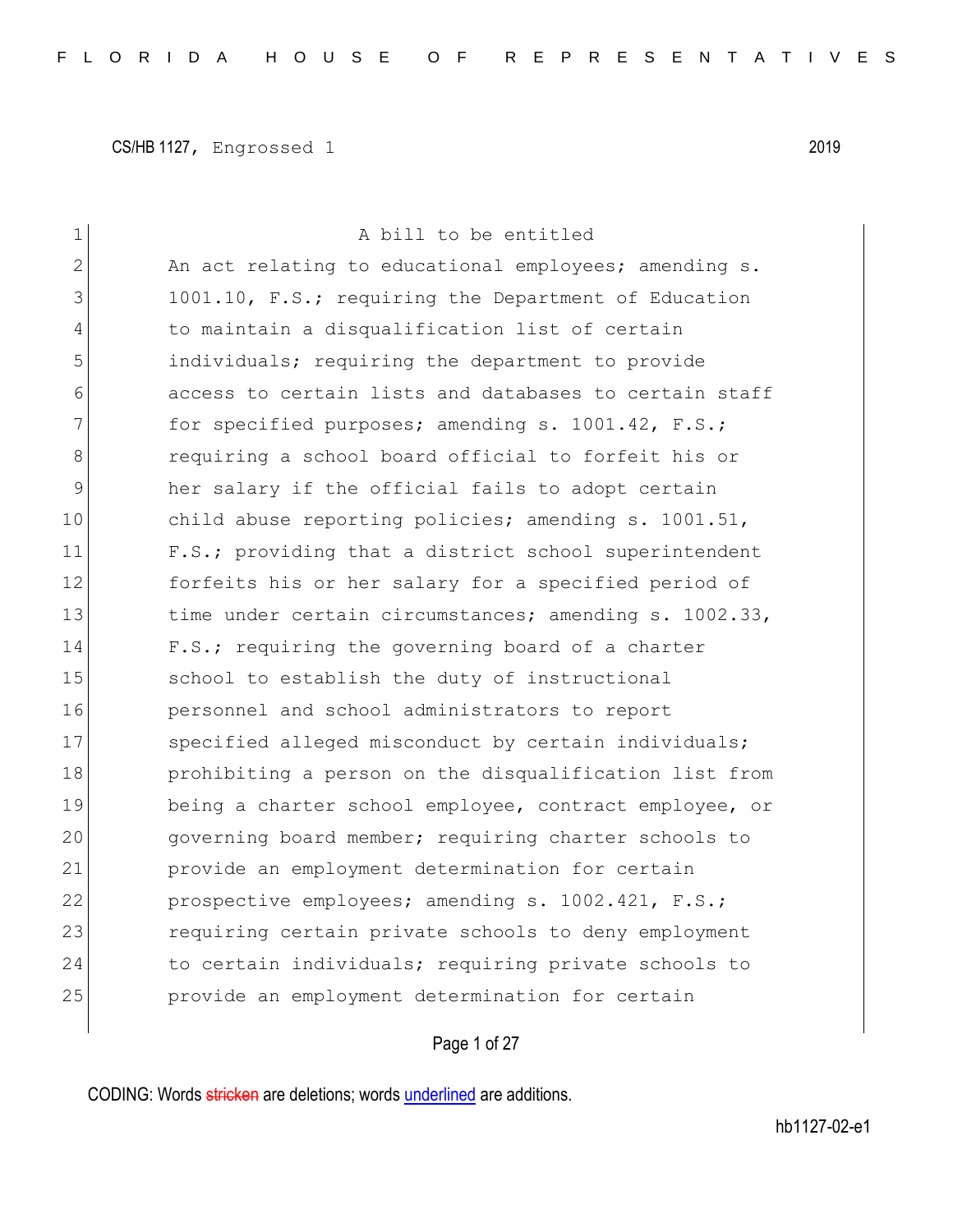CS/HB 1127, Engrossed 1 2019

A bill to be entitled

An act relating to educational employees; amending s. 1001.10, F.S.; requiring the Department of Education to maintain a disqualification list of certain individuals; requiring the department to provide access to certain lists and databases to certain staff for specified purposes; amending s. 1001.42, F.S.; requiring a school board official to forfeit his or her salary if the official fails to adopt certain child abuse reporting policies; amending s. 1001.51, F.S.; providing that a district school superintendent forfeits his or her salary for a specified period of time under certain circumstances; amending s. 1002.33, F.S.; requiring the governing board of a charter school to establish the duty of instructional personnel and school administrators to report specified alleged misconduct by certain individuals; prohibiting a person on the disqualification list from being a charter school employee, contract employee, or governing board member; requiring charter schools to provide an employment determination for certain prospective employees; amending s. 1002.421, F.S.; requiring certain private schools to deny employment to certain individuals; requiring private schools to provide an employment determination for certain

CODING: Words stricken are deletions; words underlined are additions.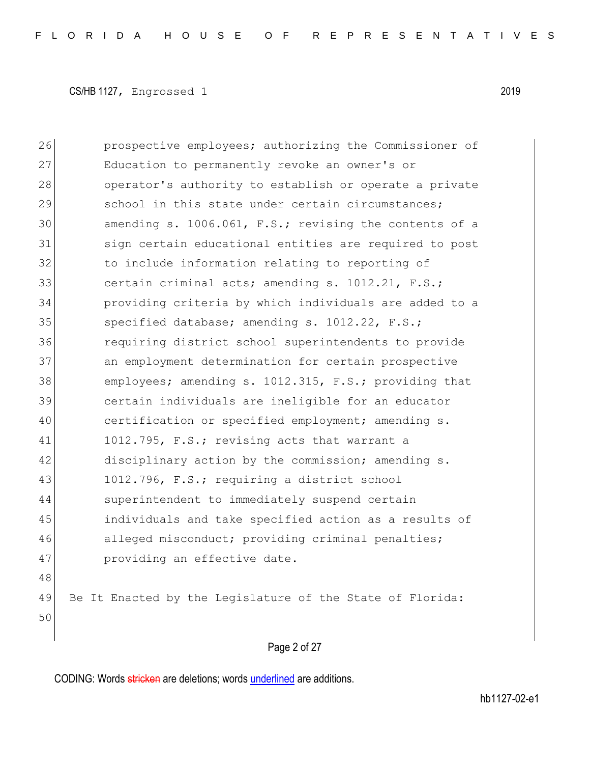prospective employees; authorizing the Commissioner of Education to permanently revoke an owner's or operator's authority to establish or operate a private school in this state under certain circumstances; amending s. 1006.061, F.S.; revising the contents of a sign certain educational entities are required to post to include information relating to reporting of certain criminal acts; amending s. 1012.21, F.S.; providing criteria by which individuals are added to a specified database; amending s. 1012.22, F.S.; requiring district school superintendents to provide an employment determination for certain prospective employees; amending s. 1012.315, F.S.; providing that certain individuals are ineligible for an educator certification or specified employment; amending s. 1012.795, F.S.; revising acts that warrant a disciplinary action by the commission; amending s. 1012.796, F.S.; requiring a district school superintendent to immediately suspend certain individuals and take specified action as a results of alleged misconduct; providing criminal penalties; providing an effective date.

Be It Enacted by the Legislature of the State of Florida: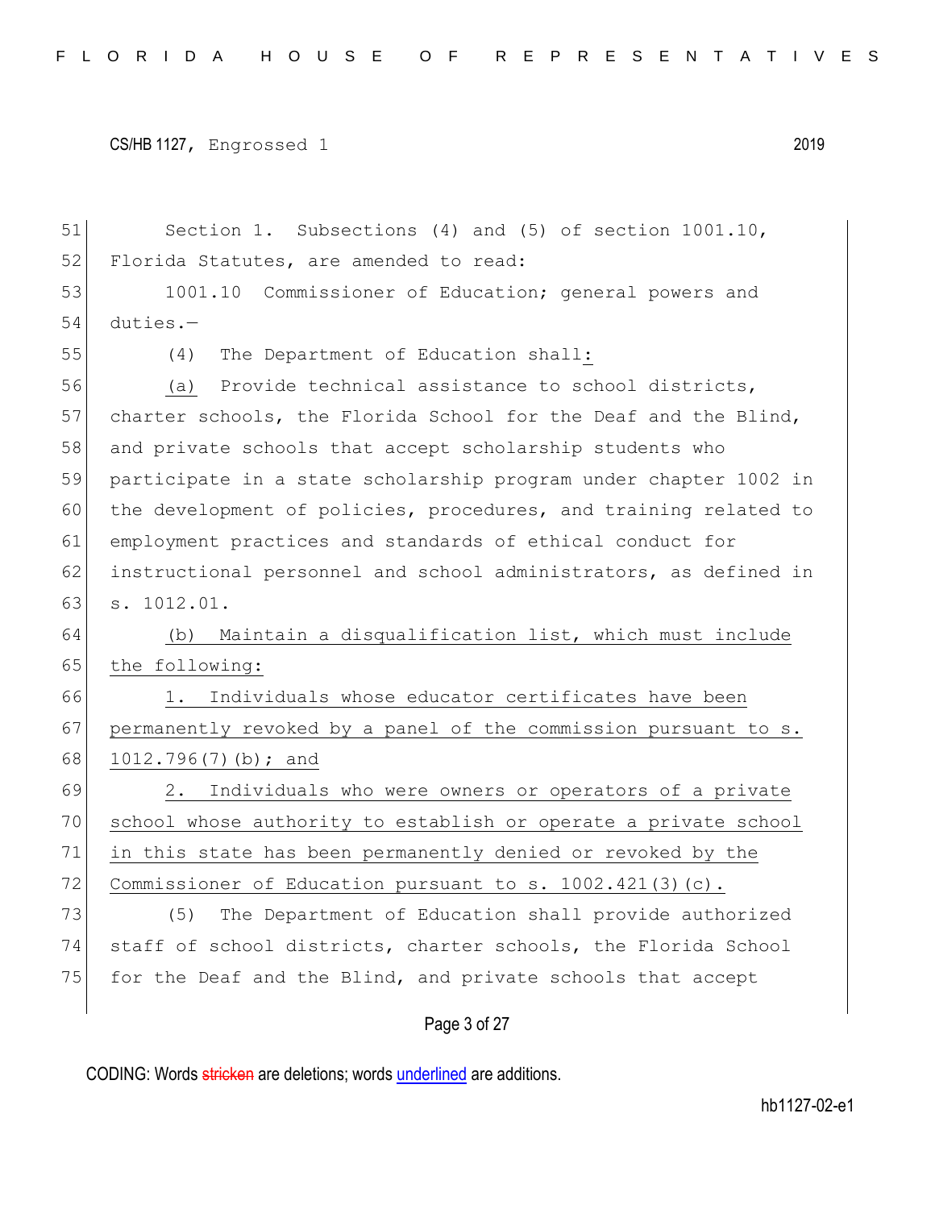Section 1. Subsections (4) and (5) of section 1001.10, Florida Statutes, are amended to read:

1001.10 Commissioner of Education; general powers and duties.—

(4) The Department of Education shall:

(a) Provide technical assistance to school districts, charter schools, the Florida School for the Deaf and the Blind, and private schools that accept scholarship students who participate in a state scholarship program under chapter 1002 in the development of policies, procedures, and training related to employment practices and standards of ethical conduct for instructional personnel and school administrators, as defined in s. 1012.01.

(b) Maintain a disqualification list, which must include the following:

1. Individuals whose educator certificates have been permanently revoked by a panel of the commission pursuant to s. 1012.796(7)(b); and

2. Individuals who were owners or operators of a private school whose authority to establish or operate a private school in this state has been permanently denied or revoked by the Commissioner of Education pursuant to s. 1002.421(3)(c).

(5) The Department of Education shall provide authorized staff of school districts, charter schools, the Florida School for the Deaf and the Blind, and private schools that accept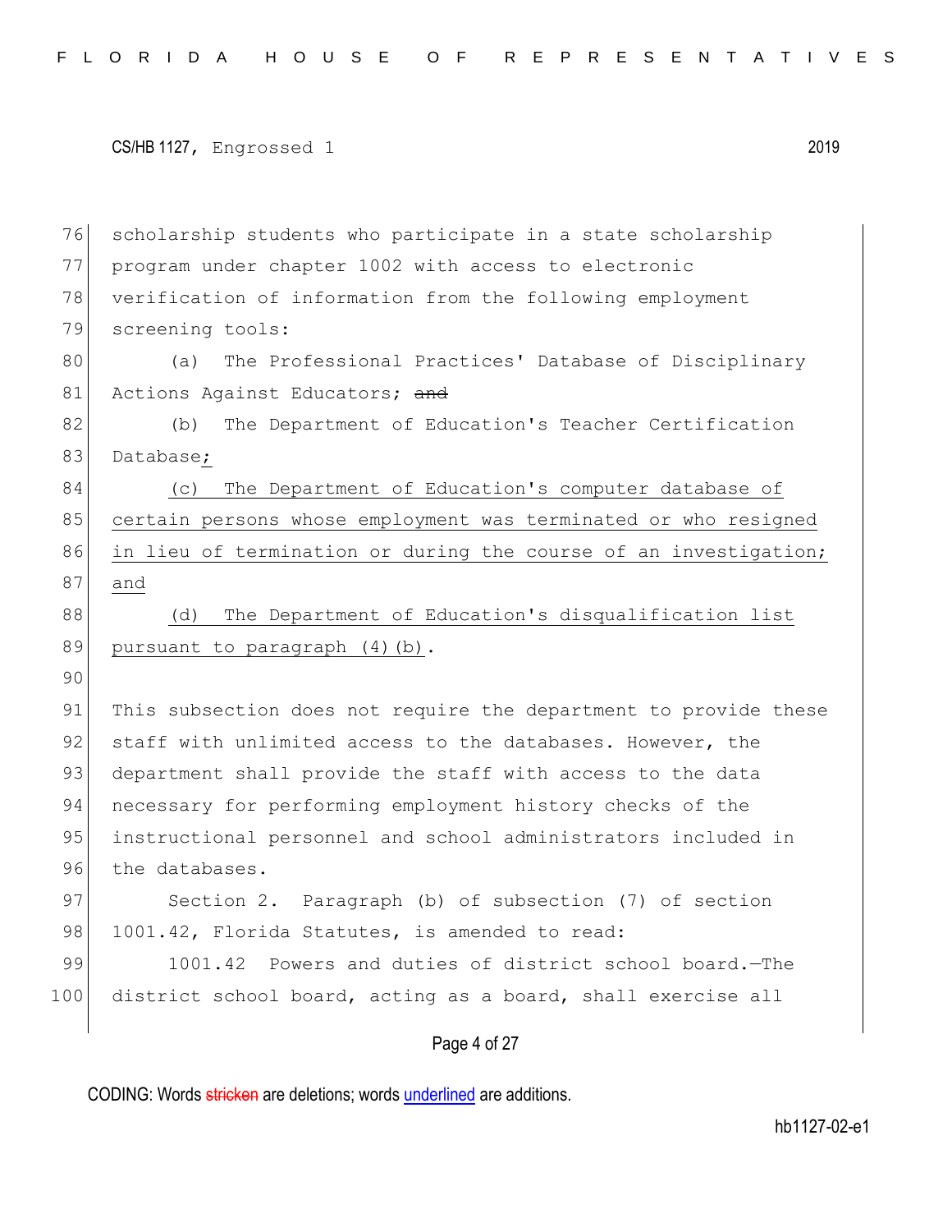scholarship students who participate in a state scholarship program under chapter 1002 with access to electronic verification of information from the following employment screening tools:

(a) The Professional Practices' Database of Disciplinary Actions Against Educators; ~~and~~

(b) The Department of Education's Teacher Certification Database<u>;</u>

<u>(c) The Department of Education's computer database of certain persons whose employment was terminated or who resigned in lieu of termination or during the course of an investigation; and</u>

<u>(d) The Department of Education's disqualification list pursuant to paragraph (4)(b)</u>.

This subsection does not require the department to provide these staff with unlimited access to the databases. However, the department shall provide the staff with access to the data necessary for performing employment history checks of the instructional personnel and school administrators included in the databases.

Section 2. Paragraph (b) of subsection (7) of section 1001.42, Florida Statutes, is amended to read:

1001.42 Powers and duties of district school board.—The district school board, acting as a board, shall exercise all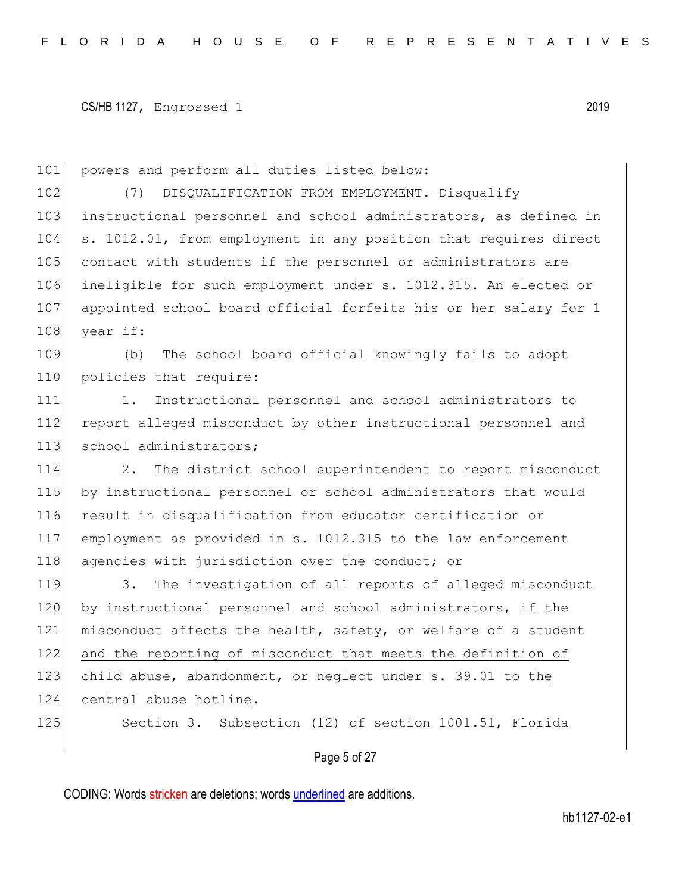powers and perform all duties listed below:

(7) DISQUALIFICATION FROM EMPLOYMENT.—Disqualify instructional personnel and school administrators, as defined in s. 1012.01, from employment in any position that requires direct contact with students if the personnel or administrators are ineligible for such employment under s. 1012.315. An elected or appointed school board official forfeits his or her salary for 1 year if:

(b) The school board official knowingly fails to adopt policies that require:

1. Instructional personnel and school administrators to report alleged misconduct by other instructional personnel and school administrators;

2. The district school superintendent to report misconduct by instructional personnel or school administrators that would result in disqualification from educator certification or employment as provided in s. 1012.315 to the law enforcement agencies with jurisdiction over the conduct; or

3. The investigation of all reports of alleged misconduct by instructional personnel and school administrators, if the misconduct affects the health, safety, or welfare of a student <u>and the reporting of misconduct that meets the definition of child abuse, abandonment, or neglect under s. 39.01 to the central abuse hotline</u>.

Section 3. Subsection (12) of section 1001.51, Florida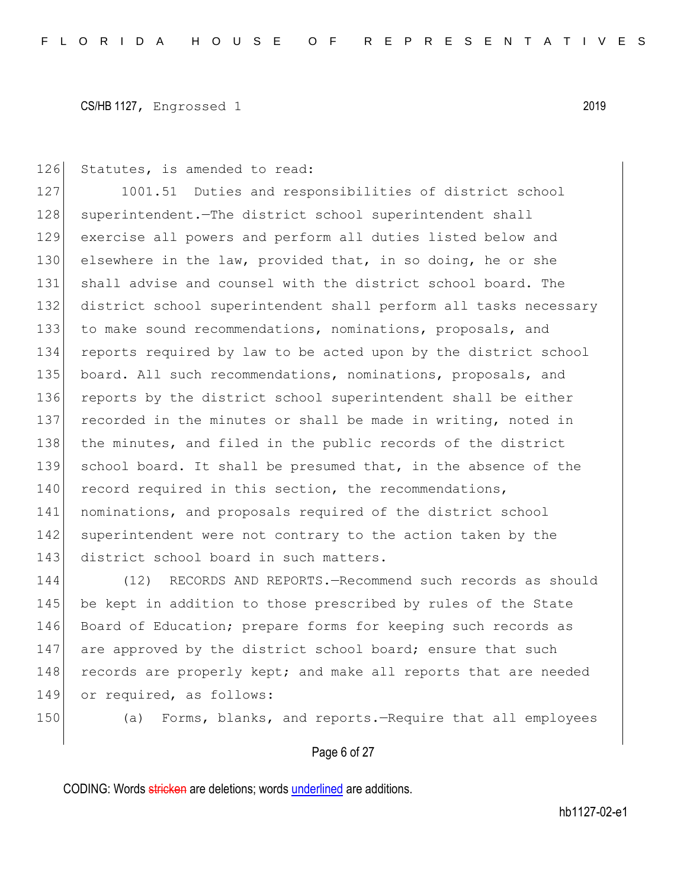Statutes, is amended to read:

1001.51 Duties and responsibilities of district school superintendent.—The district school superintendent shall exercise all powers and perform all duties listed below and elsewhere in the law, provided that, in so doing, he or she shall advise and counsel with the district school board. The district school superintendent shall perform all tasks necessary to make sound recommendations, nominations, proposals, and reports required by law to be acted upon by the district school board. All such recommendations, nominations, proposals, and reports by the district school superintendent shall be either recorded in the minutes or shall be made in writing, noted in the minutes, and filed in the public records of the district school board. It shall be presumed that, in the absence of the record required in this section, the recommendations, nominations, and proposals required of the district school superintendent were not contrary to the action taken by the district school board in such matters.

(12) RECORDS AND REPORTS.—Recommend such records as should be kept in addition to those prescribed by rules of the State Board of Education; prepare forms for keeping such records as are approved by the district school board; ensure that such records are properly kept; and make all reports that are needed or required, as follows:

(a) Forms, blanks, and reports.—Require that all employees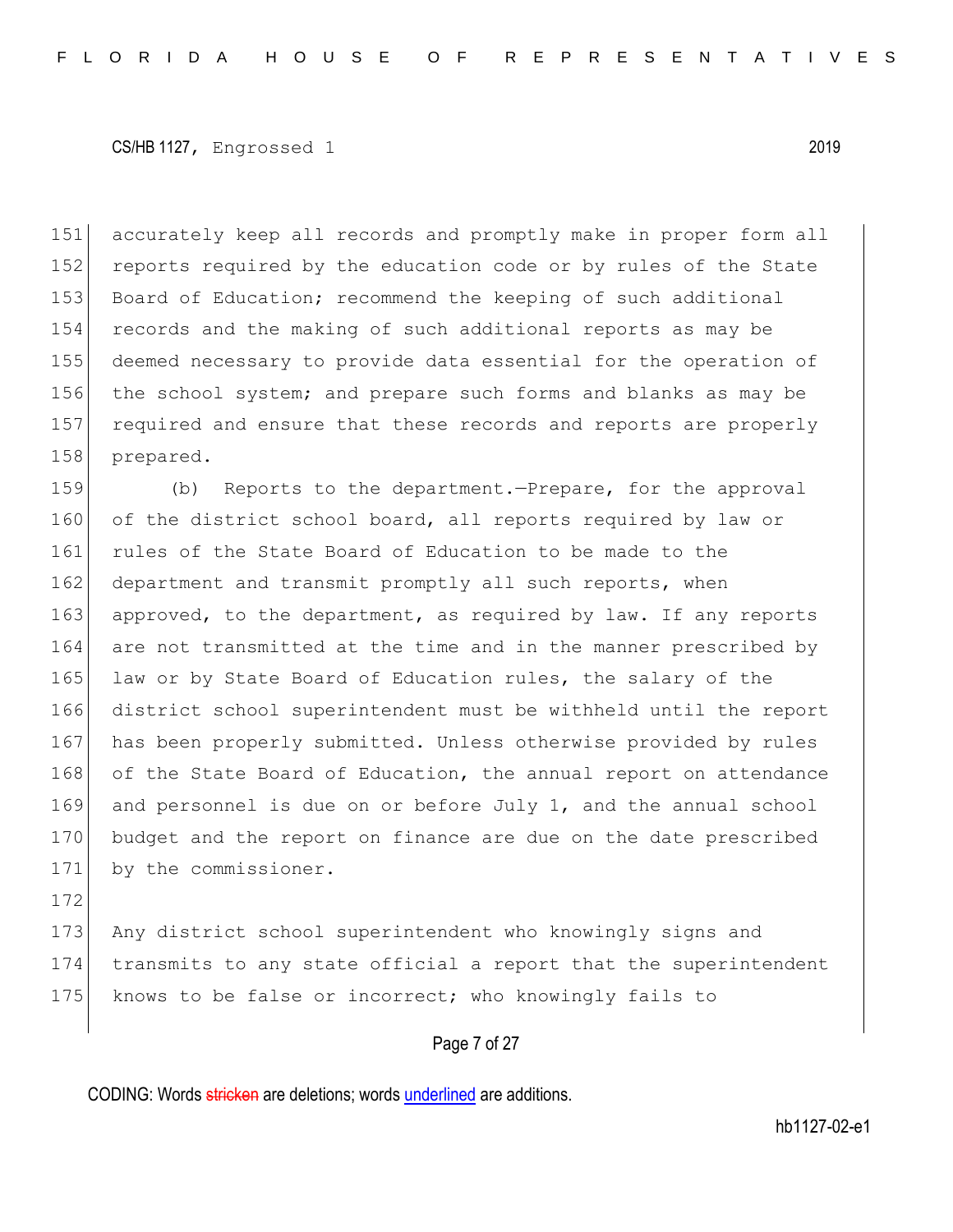accurately keep all records and promptly make in proper form all reports required by the education code or by rules of the State Board of Education; recommend the keeping of such additional records and the making of such additional reports as may be deemed necessary to provide data essential for the operation of the school system; and prepare such forms and blanks as may be required and ensure that these records and reports are properly prepared.

(b) Reports to the department.—Prepare, for the approval of the district school board, all reports required by law or rules of the State Board of Education to be made to the department and transmit promptly all such reports, when approved, to the department, as required by law. If any reports are not transmitted at the time and in the manner prescribed by law or by State Board of Education rules, the salary of the district school superintendent must be withheld until the report has been properly submitted. Unless otherwise provided by rules of the State Board of Education, the annual report on attendance and personnel is due on or before July 1, and the annual school budget and the report on finance are due on the date prescribed by the commissioner.

Any district school superintendent who knowingly signs and transmits to any state official a report that the superintendent knows to be false or incorrect; who knowingly fails to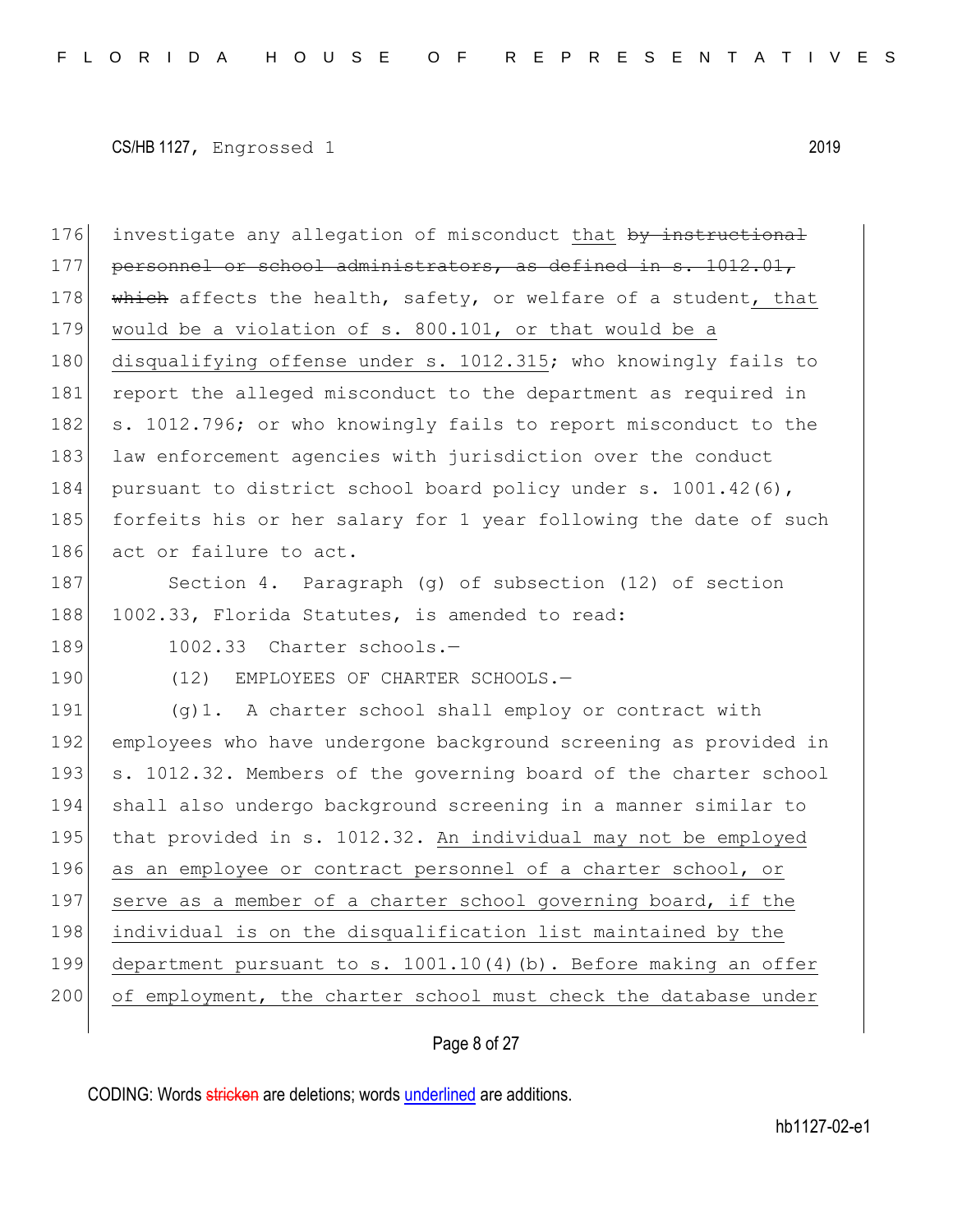investigate any allegation of misconduct ~~by instructional personnel or school administrators, as defined in s. 1012.01, which~~ that affects the health, safety, or welfare of a student, that would be a violation of s. 800.101, or that would be a disqualifying offense under s. 1012.315; who knowingly fails to report the alleged misconduct to the department as required in s. 1012.796; or who knowingly fails to report misconduct to the law enforcement agencies with jurisdiction over the conduct pursuant to district school board policy under s. 1001.42(6), forfeits his or her salary for 1 year following the date of such act or failure to act.

Section 4. Paragraph (g) of subsection (12) of section 1002.33, Florida Statutes, is amended to read:

1002.33 Charter schools.—

(12) EMPLOYEES OF CHARTER SCHOOLS.—

(g)1. A charter school shall employ or contract with employees who have undergone background screening as provided in s. 1012.32. Members of the governing board of the charter school shall also undergo background screening in a manner similar to that provided in s. 1012.32. An individual may not be employed as an employee or contract personnel of a charter school, or serve as a member of a charter school governing board, if the individual is on the disqualification list maintained by the department pursuant to s. 1001.10(4)(b). Before making an offer of employment, the charter school must check the database under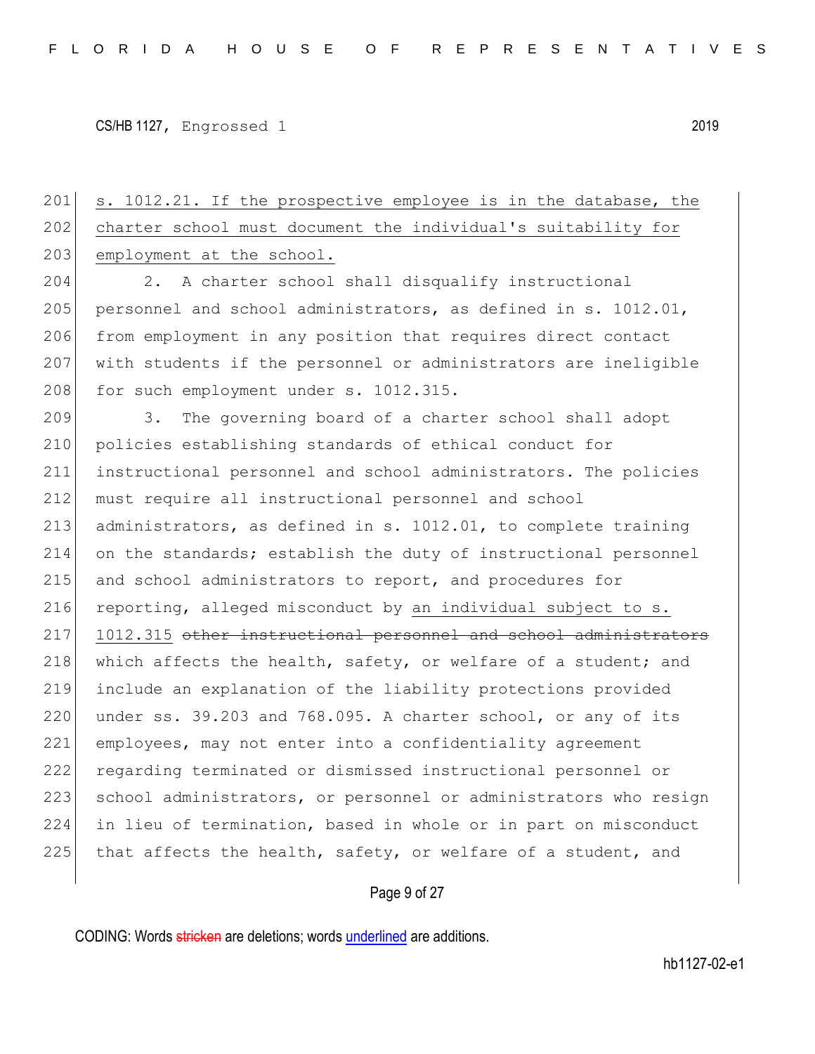201 s. 1012.21. If the prospective employee is in the database, the
202 charter school must document the individual's suitability for
203 employment at the school.

204 2. A charter school shall disqualify instructional
205 personnel and school administrators, as defined in s. 1012.01,
206 from employment in any position that requires direct contact
207 with students if the personnel or administrators are ineligible
208 for such employment under s. 1012.315.

209 3. The governing board of a charter school shall adopt
210 policies establishing standards of ethical conduct for
211 instructional personnel and school administrators. The policies
212 must require all instructional personnel and school
213 administrators, as defined in s. 1012.01, to complete training
214 on the standards; establish the duty of instructional personnel
215 and school administrators to report, and procedures for
216 reporting, alleged misconduct by an individual subject to s.
217 1012.315 ~~other instructional personnel and school administrators~~
218 which affects the health, safety, or welfare of a student; and
219 include an explanation of the liability protections provided
220 under ss. 39.203 and 768.095. A charter school, or any of its
221 employees, may not enter into a confidentiality agreement
222 regarding terminated or dismissed instructional personnel or
223 school administrators, or personnel or administrators who resign
224 in lieu of termination, based in whole or in part on misconduct
225 that affects the health, safety, or welfare of a student, and

CODING: Words ~~stricken~~ are deletions; words underlined are additions.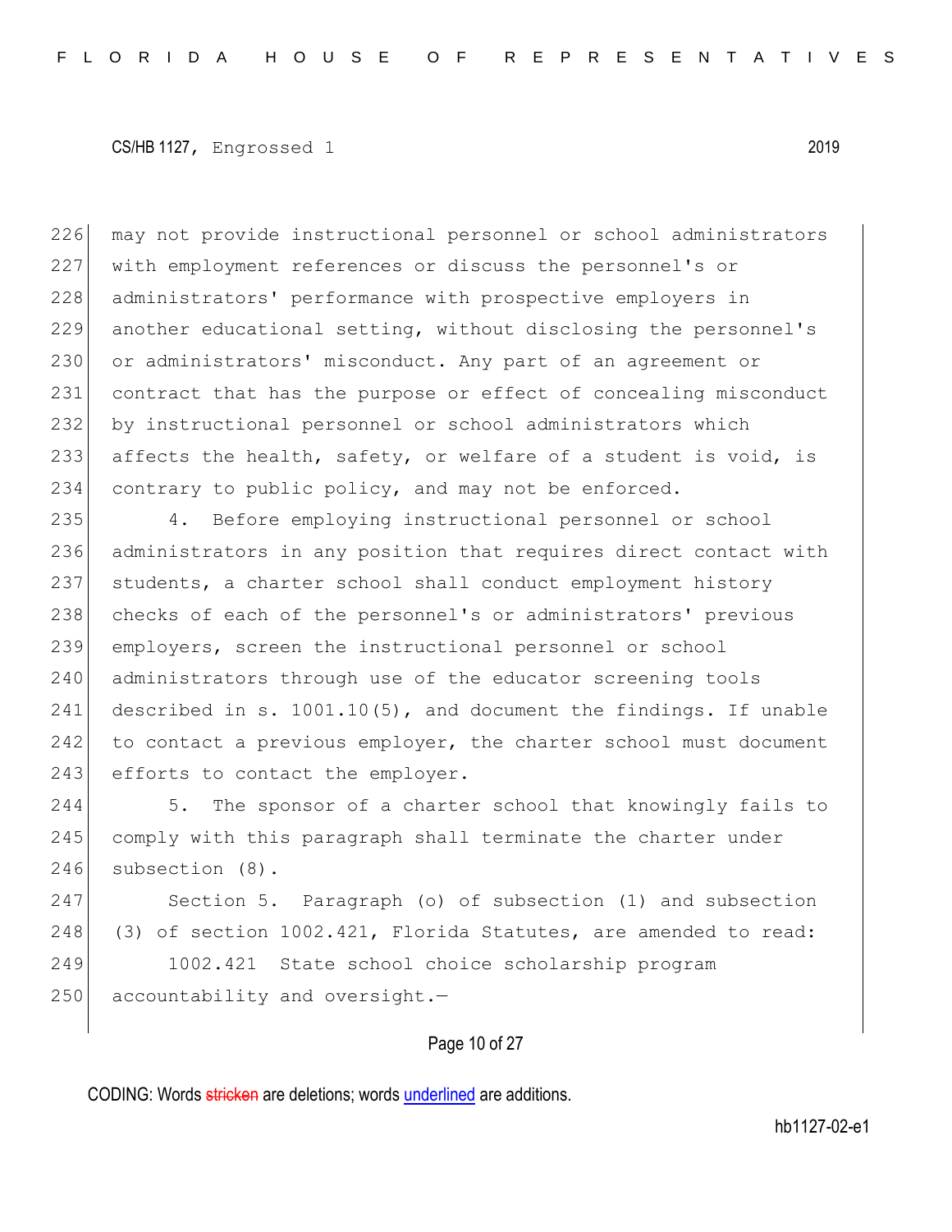may not provide instructional personnel or school administrators with employment references or discuss the personnel's or administrators' performance with prospective employers in another educational setting, without disclosing the personnel's or administrators' misconduct. Any part of an agreement or contract that has the purpose or effect of concealing misconduct by instructional personnel or school administrators which affects the health, safety, or welfare of a student is void, is contrary to public policy, and may not be enforced.

4. Before employing instructional personnel or school administrators in any position that requires direct contact with students, a charter school shall conduct employment history checks of each of the personnel's or administrators' previous employers, screen the instructional personnel or school administrators through use of the educator screening tools described in s. 1001.10(5), and document the findings. If unable to contact a previous employer, the charter school must document efforts to contact the employer.

5. The sponsor of a charter school that knowingly fails to comply with this paragraph shall terminate the charter under subsection (8).

Section 5. Paragraph (o) of subsection (1) and subsection (3) of section 1002.421, Florida Statutes, are amended to read:

1002.421 State school choice scholarship program accountability and oversight.—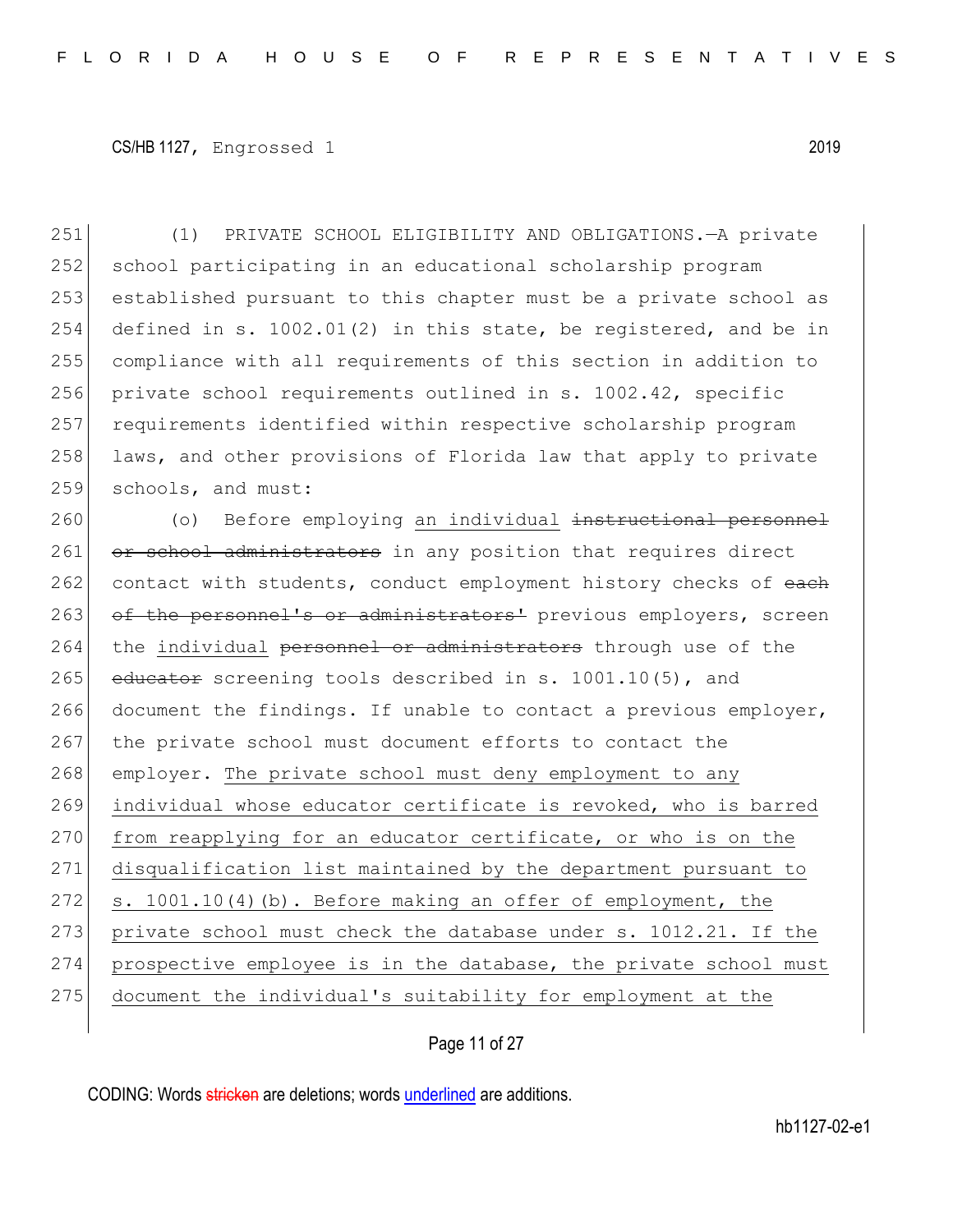(1) PRIVATE SCHOOL ELIGIBILITY AND OBLIGATIONS.—A private school participating in an educational scholarship program established pursuant to this chapter must be a private school as defined in s. 1002.01(2) in this state, be registered, and be in compliance with all requirements of this section in addition to private school requirements outlined in s. 1002.42, specific requirements identified within respective scholarship program laws, and other provisions of Florida law that apply to private schools, and must:

(o) Before employing an individual ~~instructional personnel or school administrators~~ in any position that requires direct contact with students, conduct employment history checks of ~~each of the personnel's or administrators'~~ previous employers, screen the individual ~~personnel or administrators~~ through use of the ~~educator~~ screening tools described in s. 1001.10(5), and document the findings. If unable to contact a previous employer, the private school must document efforts to contact the employer. The private school must deny employment to any individual whose educator certificate is revoked, who is barred from reapplying for an educator certificate, or who is on the disqualification list maintained by the department pursuant to s. 1001.10(4)(b). Before making an offer of employment, the private school must check the database under s. 1012.21. If the prospective employee is in the database, the private school must document the individual's suitability for employment at the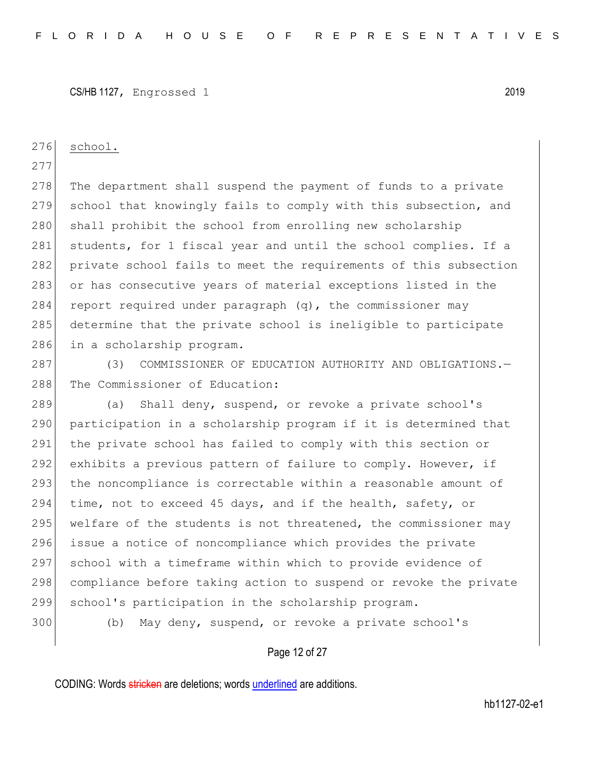school.

The department shall suspend the payment of funds to a private school that knowingly fails to comply with this subsection, and shall prohibit the school from enrolling new scholarship students, for 1 fiscal year and until the school complies. If a private school fails to meet the requirements of this subsection or has consecutive years of material exceptions listed in the report required under paragraph (q), the commissioner may determine that the private school is ineligible to participate in a scholarship program.

(3) COMMISSIONER OF EDUCATION AUTHORITY AND OBLIGATIONS.—The Commissioner of Education:

(a) Shall deny, suspend, or revoke a private school's participation in a scholarship program if it is determined that the private school has failed to comply with this section or exhibits a previous pattern of failure to comply. However, if the noncompliance is correctable within a reasonable amount of time, not to exceed 45 days, and if the health, safety, or welfare of the students is not threatened, the commissioner may issue a notice of noncompliance which provides the private school with a timeframe within which to provide evidence of compliance before taking action to suspend or revoke the private school's participation in the scholarship program.

(b) May deny, suspend, or revoke a private school's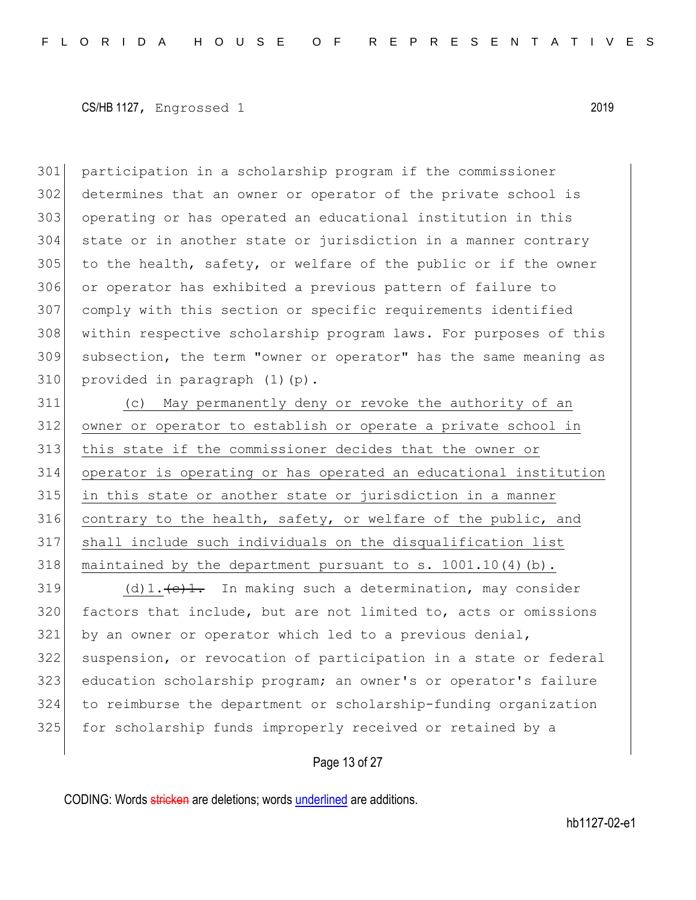participation in a scholarship program if the commissioner determines that an owner or operator of the private school is operating or has operated an educational institution in this state or in another state or jurisdiction in a manner contrary to the health, safety, or welfare of the public or if the owner or operator has exhibited a previous pattern of failure to comply with this section or specific requirements identified within respective scholarship program laws. For purposes of this subsection, the term "owner or operator" has the same meaning as provided in paragraph (1)(p).

(c) May permanently deny or revoke the authority of an owner or operator to establish or operate a private school in this state if the commissioner decides that the owner or operator is operating or has operated an educational institution in this state or another state or jurisdiction in a manner contrary to the health, safety, or welfare of the public, and shall include such individuals on the disqualification list maintained by the department pursuant to s. 1001.10(4)(b).

(d)1. ~~(c)1.~~ In making such a determination, may consider factors that include, but are not limited to, acts or omissions by an owner or operator which led to a previous denial, suspension, or revocation of participation in a state or federal education scholarship program; an owner's or operator's failure to reimburse the department or scholarship-funding organization for scholarship funds improperly received or retained by a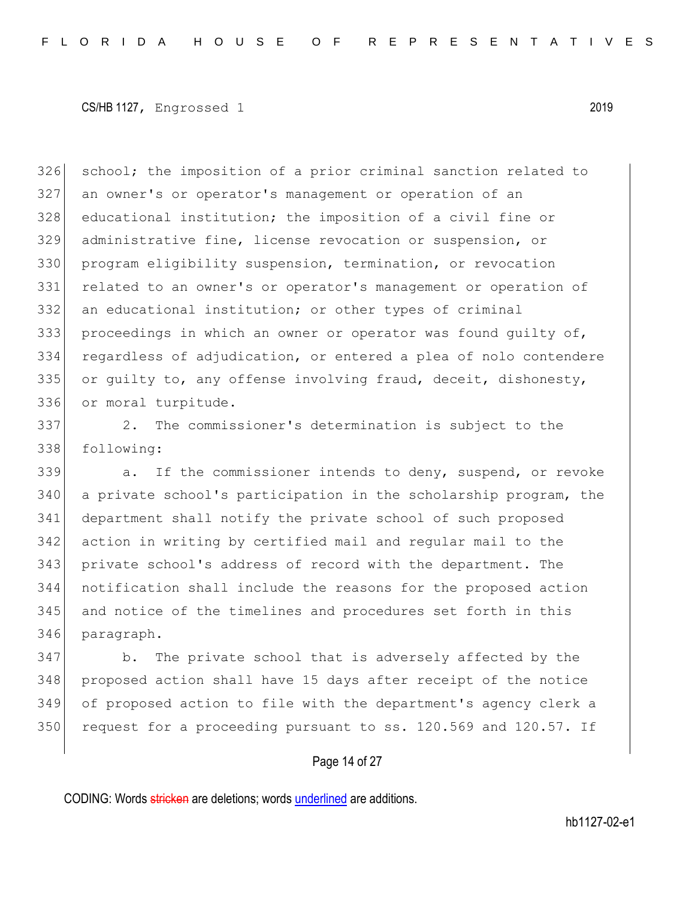school; the imposition of a prior criminal sanction related to an owner's or operator's management or operation of an educational institution; the imposition of a civil fine or administrative fine, license revocation or suspension, or program eligibility suspension, termination, or revocation related to an owner's or operator's management or operation of an educational institution; or other types of criminal proceedings in which an owner or operator was found guilty of, regardless of adjudication, or entered a plea of nolo contendere or guilty to, any offense involving fraud, deceit, dishonesty, or moral turpitude.

2. The commissioner's determination is subject to the following:

a. If the commissioner intends to deny, suspend, or revoke a private school's participation in the scholarship program, the department shall notify the private school of such proposed action in writing by certified mail and regular mail to the private school's address of record with the department. The notification shall include the reasons for the proposed action and notice of the timelines and procedures set forth in this paragraph.

b. The private school that is adversely affected by the proposed action shall have 15 days after receipt of the notice of proposed action to file with the department's agency clerk a request for a proceeding pursuant to ss. 120.569 and 120.57. If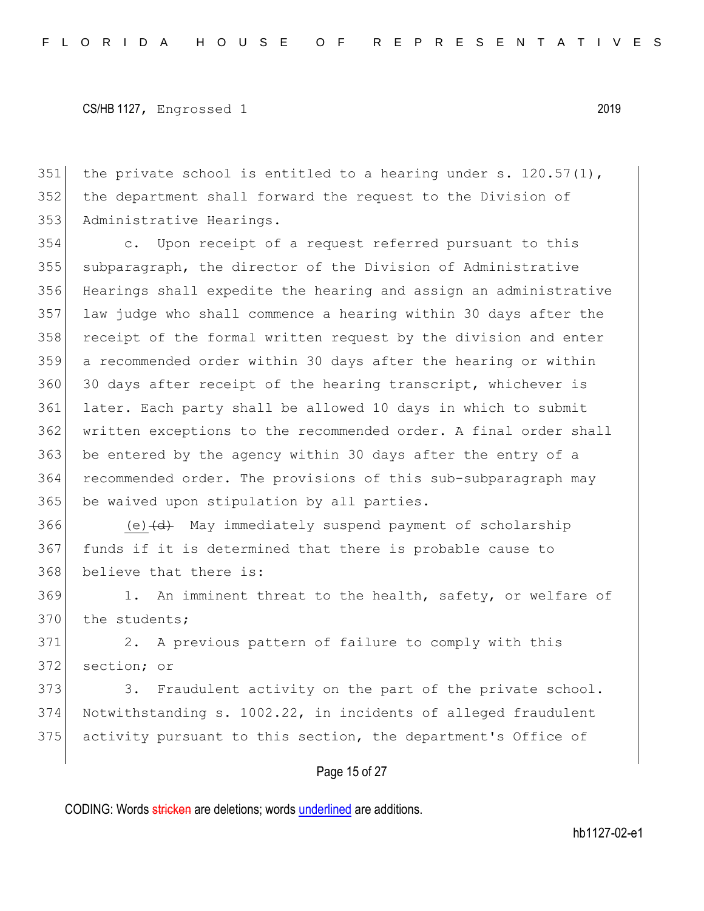351 the private school is entitled to a hearing under s. 120.57(1),
352 the department shall forward the request to the Division of
353 Administrative Hearings.

354 c. Upon receipt of a request referred pursuant to this
355 subparagraph, the director of the Division of Administrative
356 Hearings shall expedite the hearing and assign an administrative
357 law judge who shall commence a hearing within 30 days after the
358 receipt of the formal written request by the division and enter
359 a recommended order within 30 days after the hearing or within
360 30 days after receipt of the hearing transcript, whichever is
361 later. Each party shall be allowed 10 days in which to submit
362 written exceptions to the recommended order. A final order shall
363 be entered by the agency within 30 days after the entry of a
364 recommended order. The provisions of this sub-subparagraph may
365 be waived upon stipulation by all parties.

366 <u>(e)</u>~~(d)~~ May immediately suspend payment of scholarship
367 funds if it is determined that there is probable cause to
368 believe that there is:

369 1. An imminent threat to the health, safety, or welfare of
370 the students;

371 2. A previous pattern of failure to comply with this
372 section; or

373 3. Fraudulent activity on the part of the private school.
374 Notwithstanding s. 1002.22, in incidents of alleged fraudulent
375 activity pursuant to this section, the department's Office of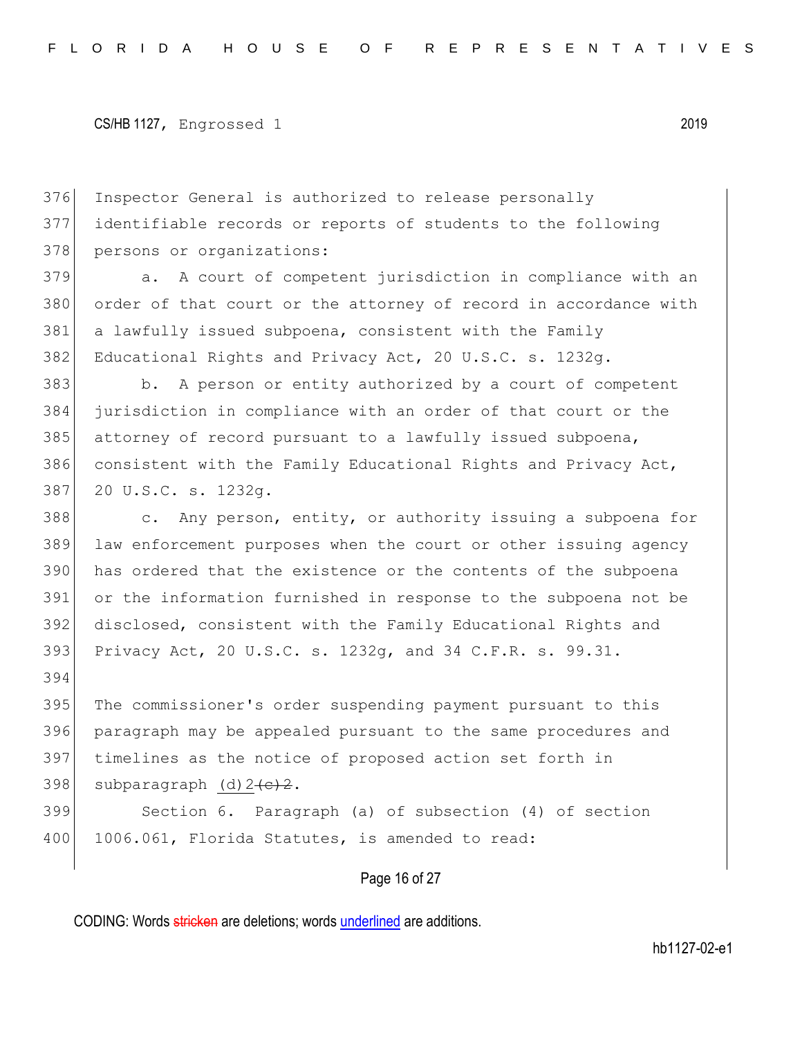Inspector General is authorized to release personally identifiable records or reports of students to the following persons or organizations:

a. A court of competent jurisdiction in compliance with an order of that court or the attorney of record in accordance with a lawfully issued subpoena, consistent with the Family Educational Rights and Privacy Act, 20 U.S.C. s. 1232g.

b. A person or entity authorized by a court of competent jurisdiction in compliance with an order of that court or the attorney of record pursuant to a lawfully issued subpoena, consistent with the Family Educational Rights and Privacy Act, 20 U.S.C. s. 1232g.

c. Any person, entity, or authority issuing a subpoena for law enforcement purposes when the court or other issuing agency has ordered that the existence or the contents of the subpoena or the information furnished in response to the subpoena not be disclosed, consistent with the Family Educational Rights and Privacy Act, 20 U.S.C. s. 1232g, and 34 C.F.R. s. 99.31.

The commissioner's order suspending payment pursuant to this paragraph may be appealed pursuant to the same procedures and timelines as the notice of proposed action set forth in subparagraph (d)2.~~(c)2.~~

Section 6. Paragraph (a) of subsection (4) of section 1006.061, Florida Statutes, is amended to read: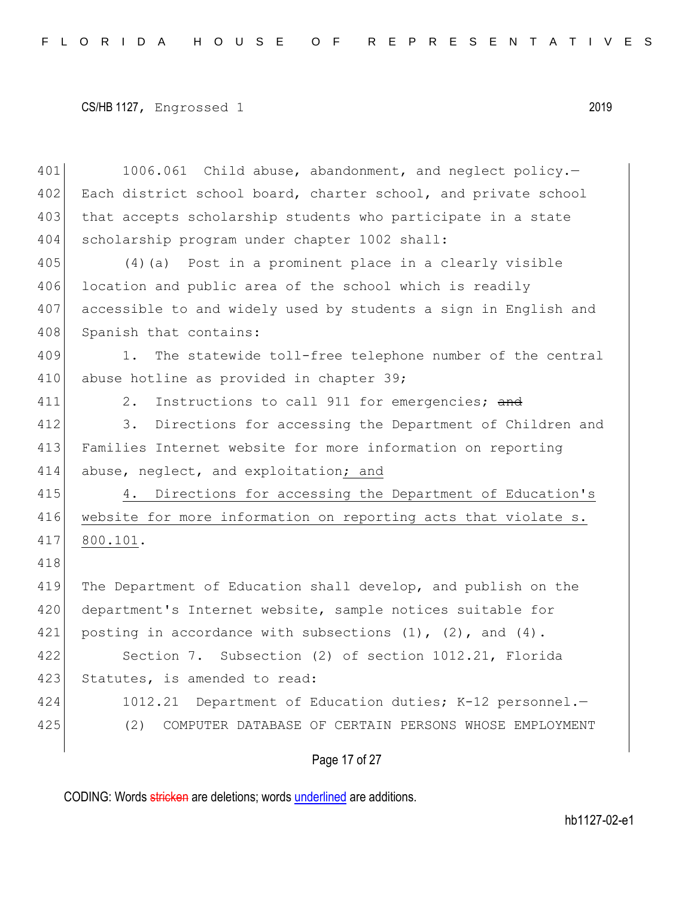1006.061 Child abuse, abandonment, and neglect policy.—Each district school board, charter school, and private school that accepts scholarship students who participate in a state scholarship program under chapter 1002 shall:

(4)(a) Post in a prominent place in a clearly visible location and public area of the school which is readily accessible to and widely used by students a sign in English and Spanish that contains:

1. The statewide toll-free telephone number of the central abuse hotline as provided in chapter 39;

2. Instructions to call 911 for emergencies; ~~and~~

3. Directions for accessing the Department of Children and Families Internet website for more information on reporting abuse, neglect, and exploitation; and

4. Directions for accessing the Department of Education's website for more information on reporting acts that violate s. 800.101.

The Department of Education shall develop, and publish on the department's Internet website, sample notices suitable for posting in accordance with subsections (1), (2), and (4).

Section 7. Subsection (2) of section 1012.21, Florida Statutes, is amended to read:

1012.21 Department of Education duties; K-12 personnel.—

(2) COMPUTER DATABASE OF CERTAIN PERSONS WHOSE EMPLOYMENT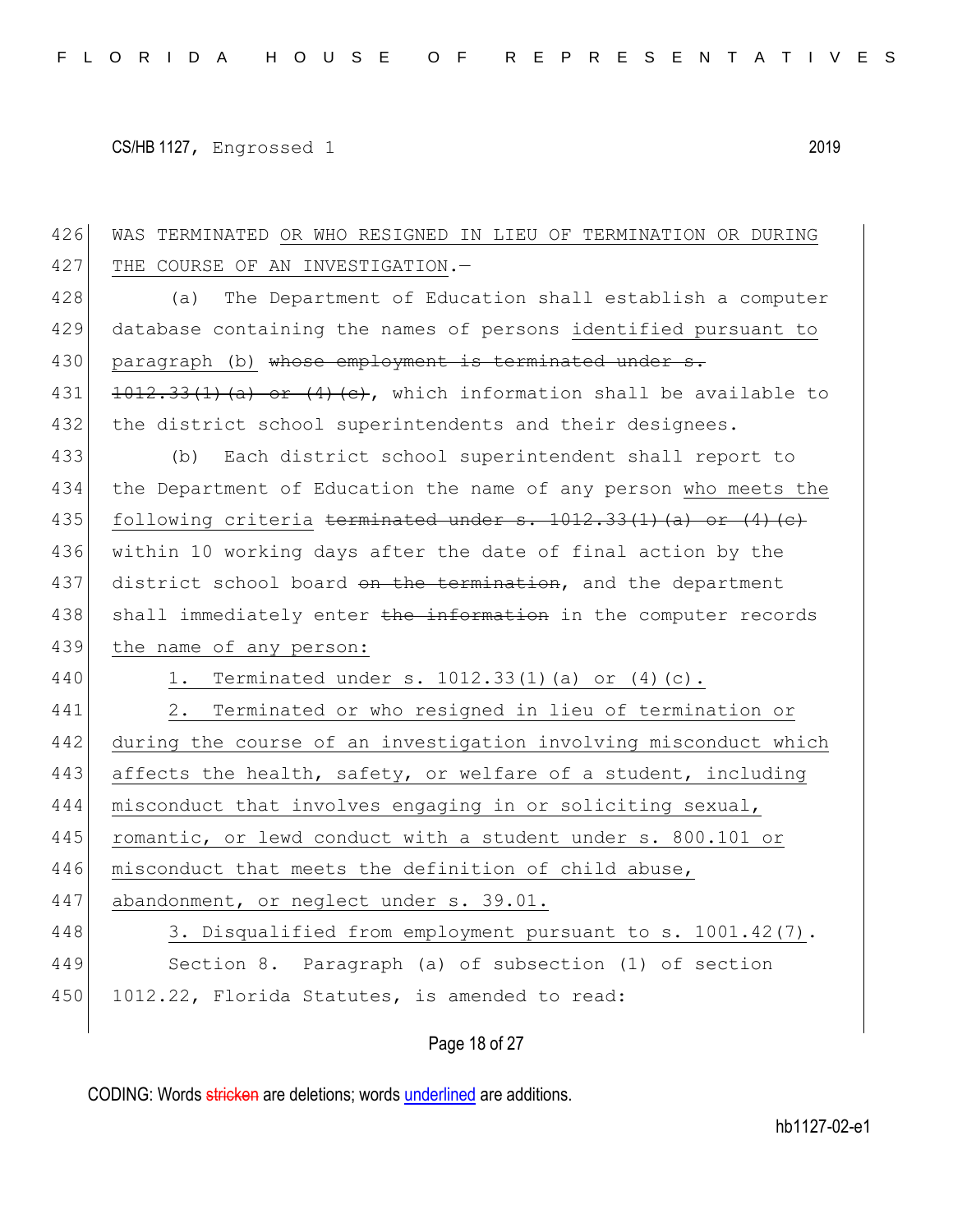WAS TERMINATED OR WHO RESIGNED IN LIEU OF TERMINATION OR DURING THE COURSE OF AN INVESTIGATION.—

(a) The Department of Education shall establish a computer database containing the names of persons identified pursuant to paragraph (b) ~~whose employment is terminated under s. 1012.33(1)(a) or (4)(c)~~, which information shall be available to the district school superintendents and their designees.

(b) Each district school superintendent shall report to the Department of Education the name of any person who meets the following criteria ~~terminated under s. 1012.33(1)(a) or (4)(c)~~ within 10 working days after the date of final action by the district school board ~~on the termination~~, and the department shall immediately enter ~~the information~~ in the computer records the name of any person:

1. Terminated under s. 1012.33(1)(a) or (4)(c).

2. Terminated or who resigned in lieu of termination or during the course of an investigation involving misconduct which affects the health, safety, or welfare of a student, including misconduct that involves engaging in or soliciting sexual, romantic, or lewd conduct with a student under s. 800.101 or misconduct that meets the definition of child abuse, abandonment, or neglect under s. 39.01.

3. Disqualified from employment pursuant to s. 1001.42(7).

Section 8. Paragraph (a) of subsection (1) of section 1012.22, Florida Statutes, is amended to read: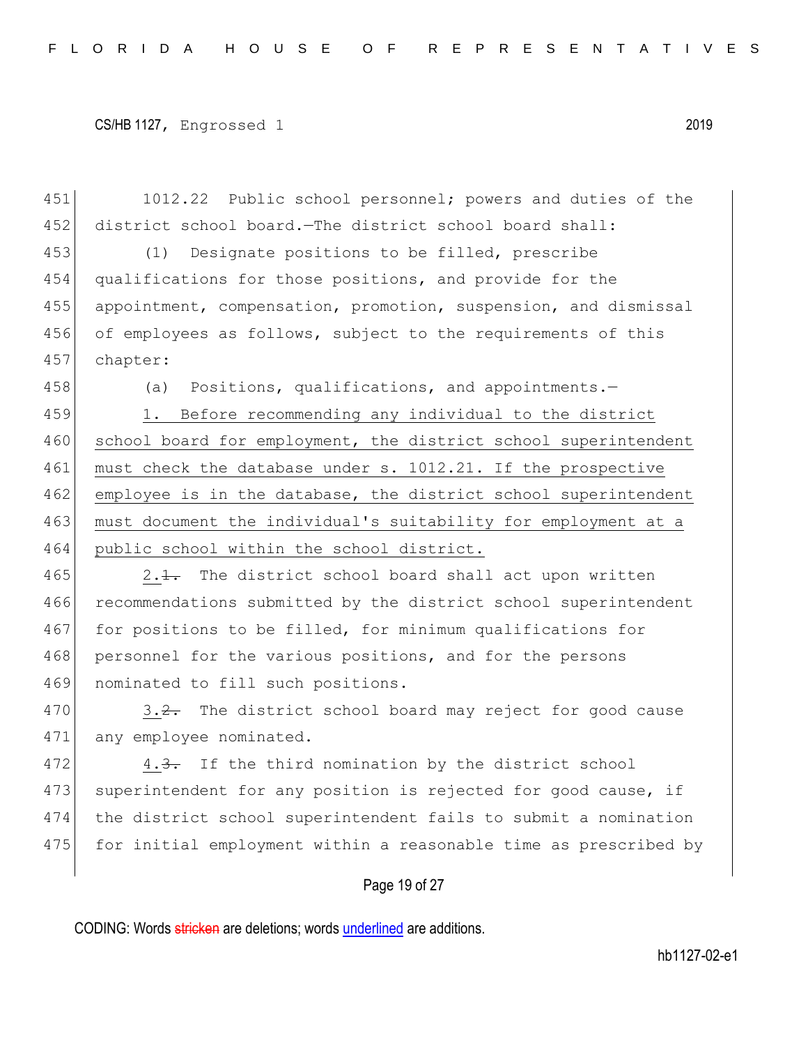1012.22 Public school personnel; powers and duties of the district school board.—The district school board shall:

(1) Designate positions to be filled, prescribe qualifications for those positions, and provide for the appointment, compensation, promotion, suspension, and dismissal of employees as follows, subject to the requirements of this chapter:

(a) Positions, qualifications, and appointments.—

<u>1. Before recommending any individual to the district school board for employment, the district school superintendent must check the database under s. 1012.21. If the prospective employee is in the database, the district school superintendent must document the individual's suitability for employment at a public school within the school district.</u>

<u>2.</u>~~1.~~ The district school board shall act upon written recommendations submitted by the district school superintendent for positions to be filled, for minimum qualifications for personnel for the various positions, and for the persons nominated to fill such positions.

<u>3.</u>~~2.~~ The district school board may reject for good cause any employee nominated.

<u>4.</u>~~3.~~ If the third nomination by the district school superintendent for any position is rejected for good cause, if the district school superintendent fails to submit a nomination for initial employment within a reasonable time as prescribed by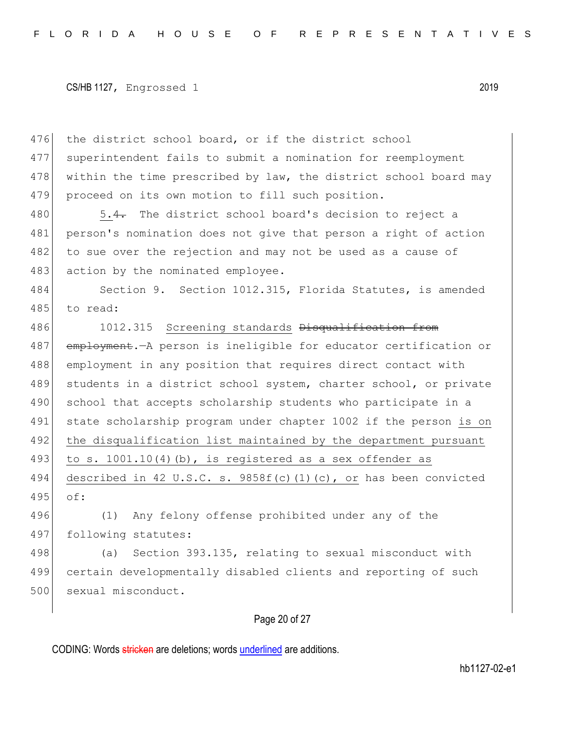the district school board, or if the district school superintendent fails to submit a nomination for reemployment within the time prescribed by law, the district school board may proceed on its own motion to fill such position.

5.~~4.~~ The district school board's decision to reject a person's nomination does not give that person a right of action to sue over the rejection and may not be used as a cause of action by the nominated employee.

Section 9. Section 1012.315, Florida Statutes, is amended to read:

1012.315 <u>Screening standards</u> ~~Disqualification from employment~~.—A person is ineligible for educator certification or employment in any position that requires direct contact with students in a district school system, charter school, or private school that accepts scholarship students who participate in a state scholarship program under chapter 1002 if the person <u>is on the disqualification list maintained by the department pursuant to s. 1001.10(4)(b), is registered as a sex offender as described in 42 U.S.C. s. 9858f(c)(1)(c), or</u> has been convicted of:

(1) Any felony offense prohibited under any of the following statutes:

(a) Section 393.135, relating to sexual misconduct with certain developmentally disabled clients and reporting of such sexual misconduct.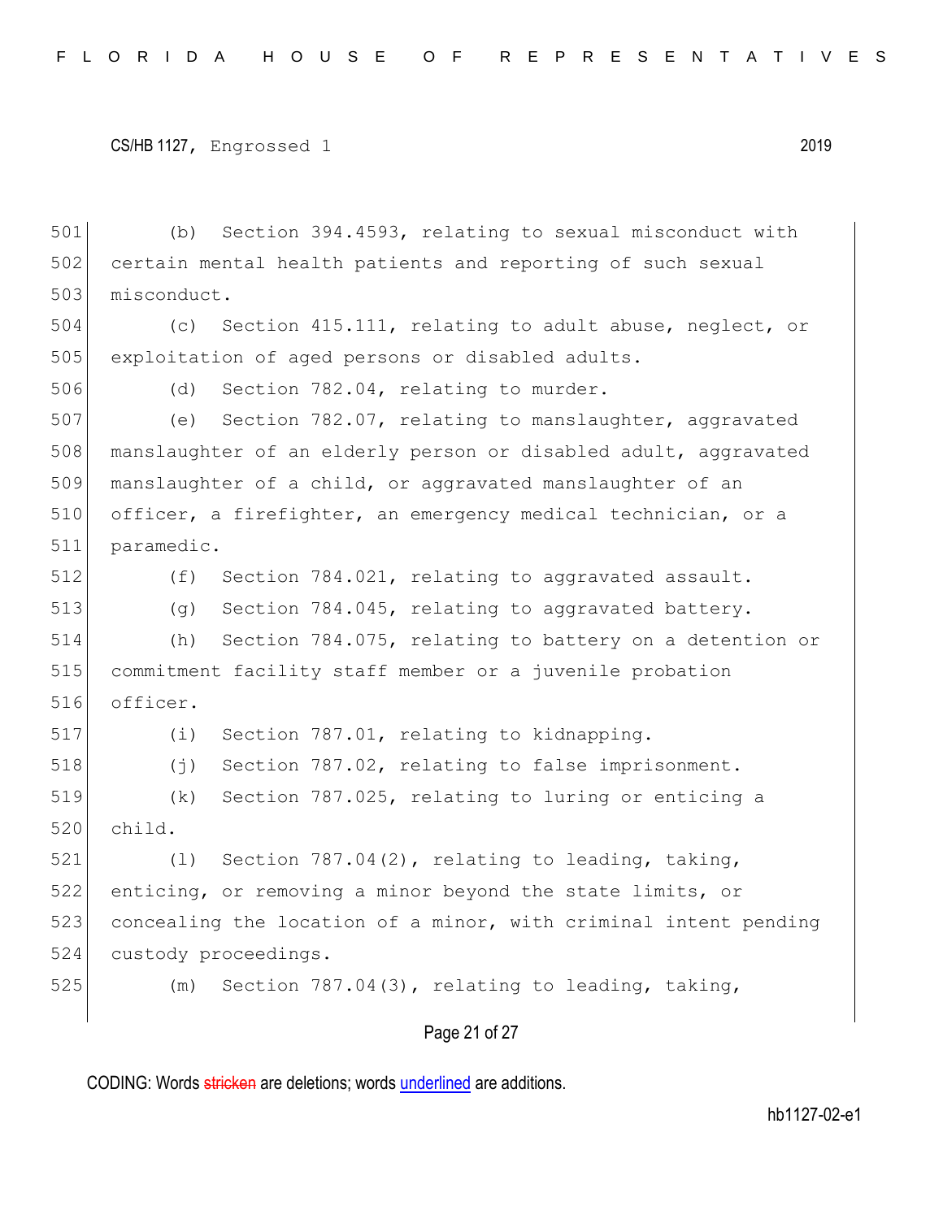(b) Section 394.4593, relating to sexual misconduct with certain mental health patients and reporting of such sexual misconduct.

(c) Section 415.111, relating to adult abuse, neglect, or exploitation of aged persons or disabled adults.

(d) Section 782.04, relating to murder.

(e) Section 782.07, relating to manslaughter, aggravated manslaughter of an elderly person or disabled adult, aggravated manslaughter of a child, or aggravated manslaughter of an officer, a firefighter, an emergency medical technician, or a paramedic.

(f) Section 784.021, relating to aggravated assault.

(g) Section 784.045, relating to aggravated battery.

(h) Section 784.075, relating to battery on a detention or commitment facility staff member or a juvenile probation officer.

(i) Section 787.01, relating to kidnapping.

(j) Section 787.02, relating to false imprisonment.

(k) Section 787.025, relating to luring or enticing a child.

(l) Section 787.04(2), relating to leading, taking, enticing, or removing a minor beyond the state limits, or concealing the location of a minor, with criminal intent pending custody proceedings.

(m) Section 787.04(3), relating to leading, taking,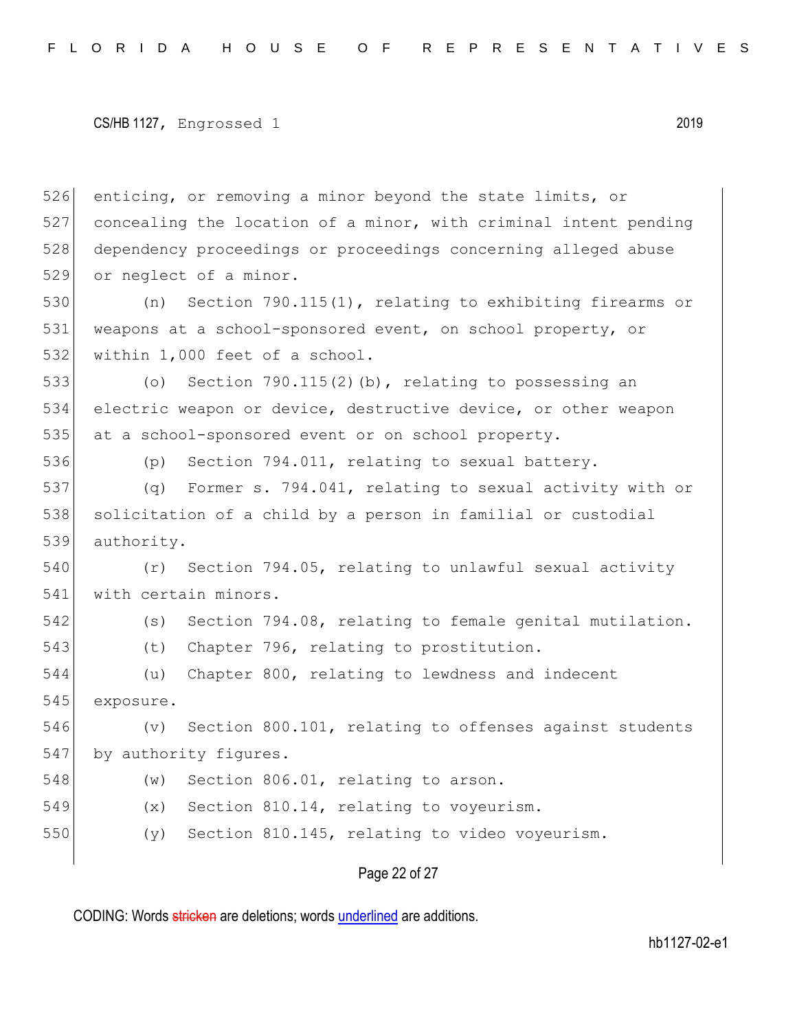enticing, or removing a minor beyond the state limits, or concealing the location of a minor, with criminal intent pending dependency proceedings or proceedings concerning alleged abuse or neglect of a minor.

(n) Section 790.115(1), relating to exhibiting firearms or weapons at a school-sponsored event, on school property, or within 1,000 feet of a school.

(o) Section 790.115(2)(b), relating to possessing an electric weapon or device, destructive device, or other weapon at a school-sponsored event or on school property.

(p) Section 794.011, relating to sexual battery.

(q) Former s. 794.041, relating to sexual activity with or solicitation of a child by a person in familial or custodial authority.

(r) Section 794.05, relating to unlawful sexual activity with certain minors.

(s) Section 794.08, relating to female genital mutilation.

(t) Chapter 796, relating to prostitution.

(u) Chapter 800, relating to lewdness and indecent exposure.

(v) Section 800.101, relating to offenses against students by authority figures.

(w) Section 806.01, relating to arson.

(x) Section 810.14, relating to voyeurism.

(y) Section 810.145, relating to video voyeurism.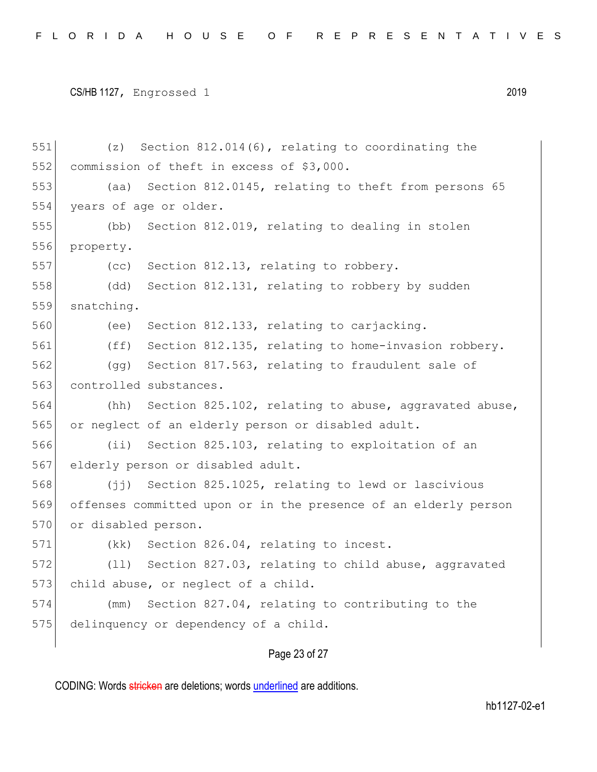(z) Section 812.014(6), relating to coordinating the commission of theft in excess of $3,000.

(aa) Section 812.0145, relating to theft from persons 65 years of age or older.

(bb) Section 812.019, relating to dealing in stolen property.

(cc) Section 812.13, relating to robbery.

(dd) Section 812.131, relating to robbery by sudden snatching.

(ee) Section 812.133, relating to carjacking.

(ff) Section 812.135, relating to home-invasion robbery.

(gg) Section 817.563, relating to fraudulent sale of controlled substances.

(hh) Section 825.102, relating to abuse, aggravated abuse, or neglect of an elderly person or disabled adult.

(ii) Section 825.103, relating to exploitation of an elderly person or disabled adult.

(jj) Section 825.1025, relating to lewd or lascivious offenses committed upon or in the presence of an elderly person or disabled person.

(kk) Section 826.04, relating to incest.

(ll) Section 827.03, relating to child abuse, aggravated child abuse, or neglect of a child.

(mm) Section 827.04, relating to contributing to the delinquency or dependency of a child.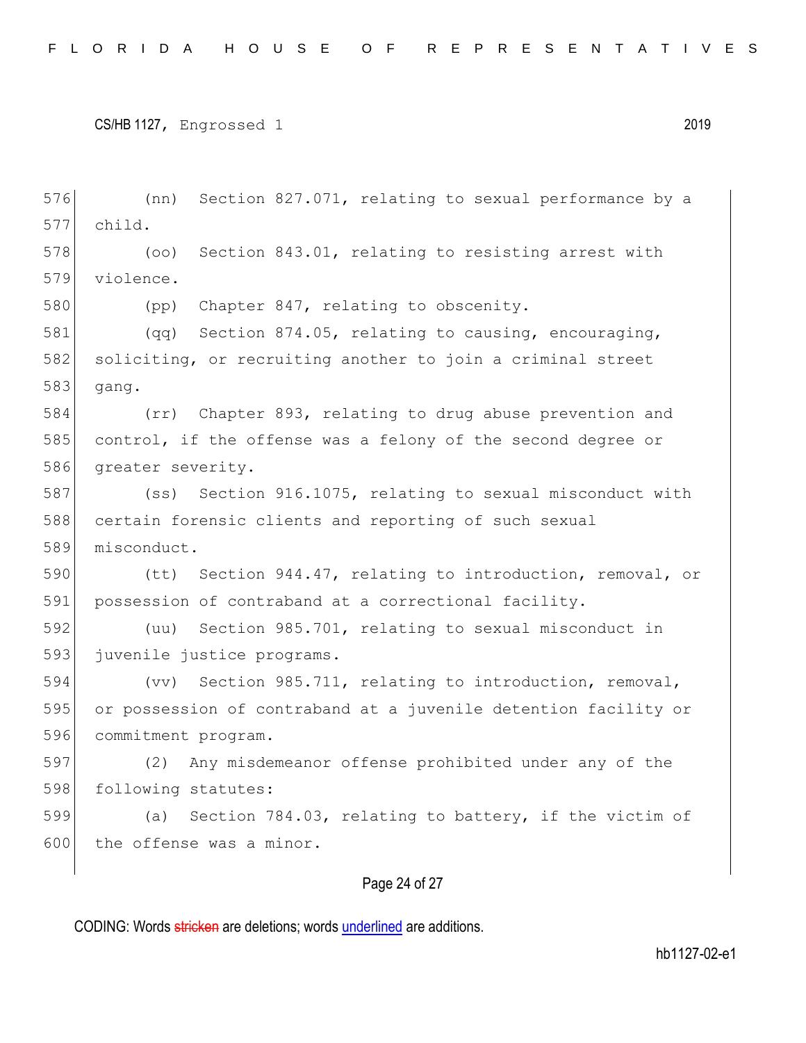(nn) Section 827.071, relating to sexual performance by a child.

(oo) Section 843.01, relating to resisting arrest with violence.

(pp) Chapter 847, relating to obscenity.

(qq) Section 874.05, relating to causing, encouraging, soliciting, or recruiting another to join a criminal street gang.

(rr) Chapter 893, relating to drug abuse prevention and control, if the offense was a felony of the second degree or greater severity.

(ss) Section 916.1075, relating to sexual misconduct with certain forensic clients and reporting of such sexual misconduct.

(tt) Section 944.47, relating to introduction, removal, or possession of contraband at a correctional facility.

(uu) Section 985.701, relating to sexual misconduct in juvenile justice programs.

(vv) Section 985.711, relating to introduction, removal, or possession of contraband at a juvenile detention facility or commitment program.

(2) Any misdemeanor offense prohibited under any of the following statutes:

(a) Section 784.03, relating to battery, if the victim of the offense was a minor.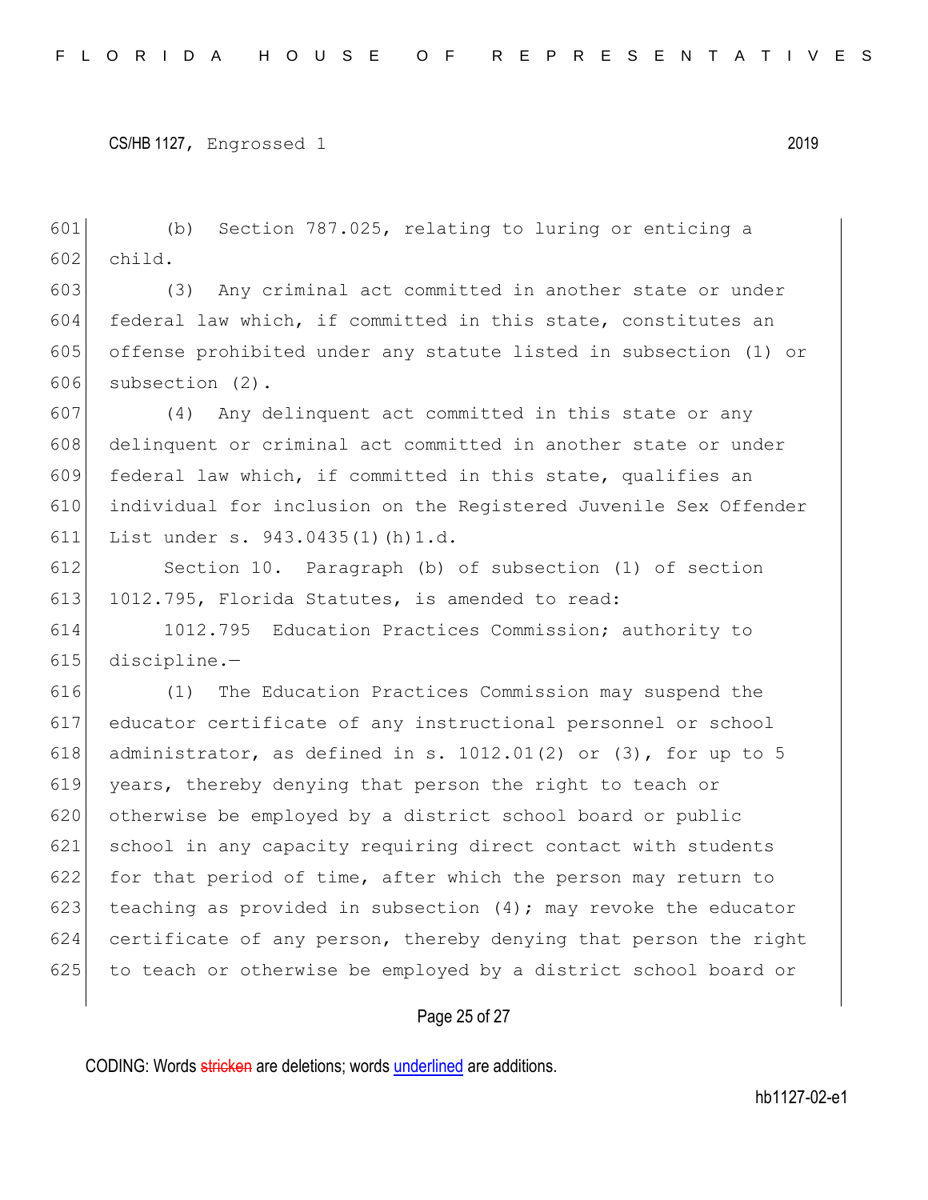(b) Section 787.025, relating to luring or enticing a child.

(3) Any criminal act committed in another state or under federal law which, if committed in this state, constitutes an offense prohibited under any statute listed in subsection (1) or subsection (2).

(4) Any delinquent act committed in this state or any delinquent or criminal act committed in another state or under federal law which, if committed in this state, qualifies an individual for inclusion on the Registered Juvenile Sex Offender List under s. 943.0435(1)(h)1.d.

Section 10. Paragraph (b) of subsection (1) of section 1012.795, Florida Statutes, is amended to read:

1012.795 Education Practices Commission; authority to discipline.—

(1) The Education Practices Commission may suspend the educator certificate of any instructional personnel or school administrator, as defined in s. 1012.01(2) or (3), for up to 5 years, thereby denying that person the right to teach or otherwise be employed by a district school board or public school in any capacity requiring direct contact with students for that period of time, after which the person may return to teaching as provided in subsection (4); may revoke the educator certificate of any person, thereby denying that person the right to teach or otherwise be employed by a district school board or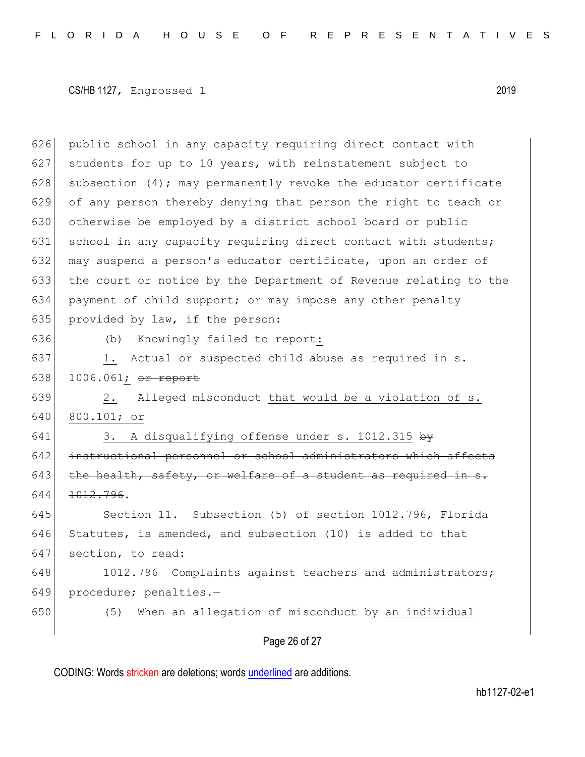public school in any capacity requiring direct contact with students for up to 10 years, with reinstatement subject to subsection (4); may permanently revoke the educator certificate of any person thereby denying that person the right to teach or otherwise be employed by a district school board or public school in any capacity requiring direct contact with students; may suspend a person's educator certificate, upon an order of the court or notice by the Department of Revenue relating to the payment of child support; or may impose any other penalty provided by law, if the person:

(b) Knowingly failed to report:

1. Actual or suspected child abuse as required in s. 1006.061; ~~or report~~

2. Alleged misconduct that would be a violation of s. 800.101; or

3. A disqualifying offense under s. 1012.315 ~~by instructional personnel or school administrators which affects the health, safety, or welfare of a student as required in s. 1012.796~~.

Section 11. Subsection (5) of section 1012.796, Florida Statutes, is amended, and subsection (10) is added to that section, to read:

1012.796 Complaints against teachers and administrators; procedure; penalties.—

(5) When an allegation of misconduct by an individual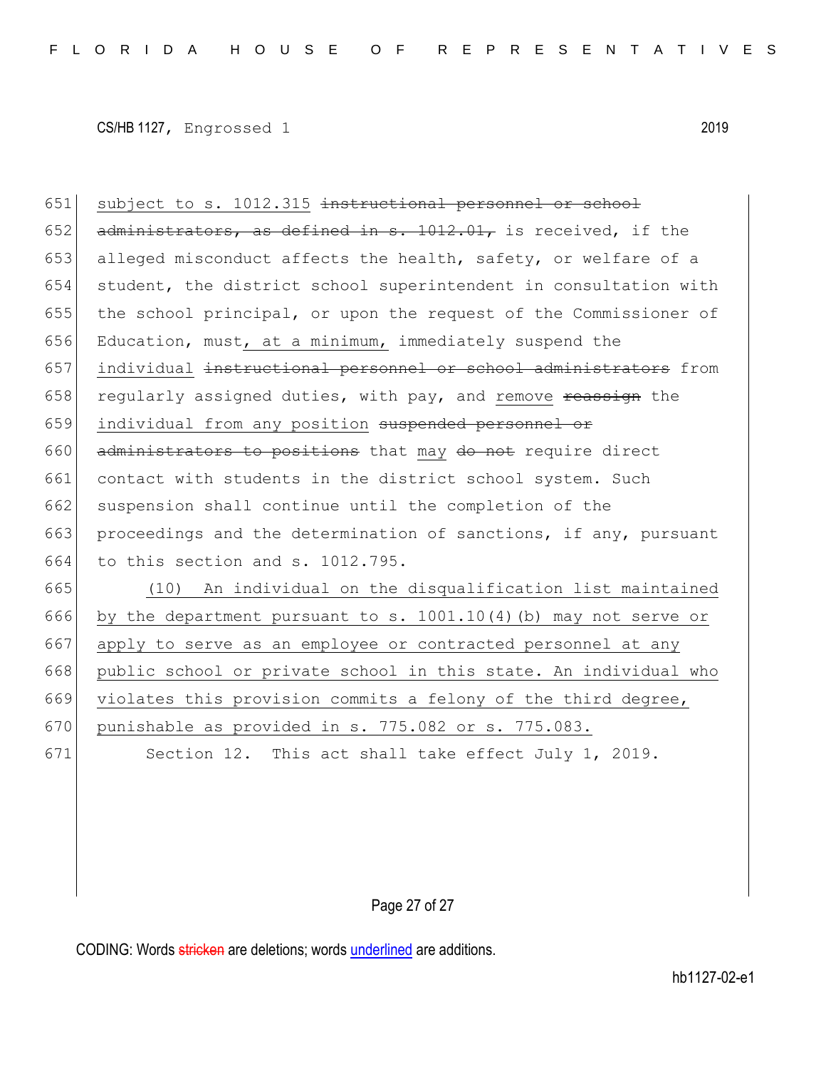651 subject to s. 1012.315 ~~instructional personnel or school~~
652 ~~administrators, as defined in s. 1012.01,~~ is received, if the
653 alleged misconduct affects the health, safety, or welfare of a
654 student, the district school superintendent in consultation with
655 the school principal, or upon the request of the Commissioner of
656 Education, must, <u>at a minimum,</u> immediately suspend the
657 <u>individual</u> ~~instructional personnel or school administrators~~ from
658 regularly assigned duties, with pay, and <u>remove</u> ~~reassign~~ the
659 <u>individual from any position</u> ~~suspended personnel or~~
660 ~~administrators to positions~~ that <u>may</u> ~~do not~~ require direct
661 contact with students in the district school system. Such
662 suspension shall continue until the completion of the
663 proceedings and the determination of sanctions, if any, pursuant
664 to this section and s. 1012.795.

665 <u>(10) An individual on the disqualification list maintained</u>
666 <u>by the department pursuant to s. 1001.10(4)(b) may not serve or</u>
667 <u>apply to serve as an employee or contracted personnel at any</u>
668 <u>public school or private school in this state. An individual who</u>
669 <u>violates this provision commits a felony of the third degree,</u>
670 <u>punishable as provided in s. 775.082 or s. 775.083.</u>

671 Section 12. This act shall take effect July 1, 2019.

CODING: Words ~~stricken~~ are deletions; words <u>underlined</u> are additions.